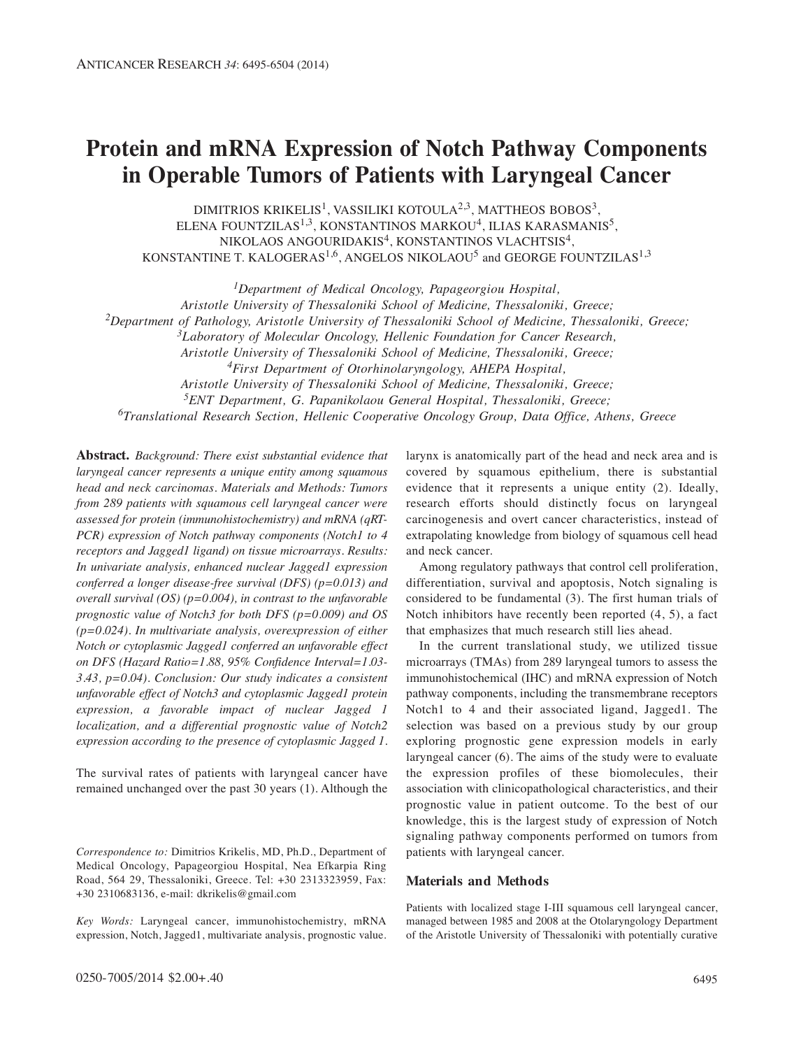# Protein and mRNA Expression of Notch Pathway Components in Operable Tumors of Patients with Laryngeal Cancer

DIMITRIOS KRIKELIS[1], VASSILIKI KOTOULA[2,3], MATTHEOS BOBOS[3], ELENA FOUNTZILAS[1,3], KONSTANTINOS MARKOU[4], ILIAS KARASMANIS[5], NIKOLAOS ANGOURIDAKIS[4], KONSTANTINOS VLACHTSIS[4], KONSTANTINE T. KALOGERAS[1,6], ANGELOS NIKOLAOU[5] and GEORGE FOUNTZILAS[1,3]

*[1]Department of Medical Oncology, Papageorgiou Hospital, Aristotle University of Thessaloniki School of Medicine, Thessaloniki, Greece;*
*[2]Department of Pathology, Aristotle University of Thessaloniki School of Medicine, Thessaloniki, Greece;*
*[3]Laboratory of Molecular Oncology, Hellenic Foundation for Cancer Research, Aristotle University of Thessaloniki School of Medicine, Thessaloniki, Greece;*
*[4]First Department of Otorhinolaryngology, AHEPA Hospital, Aristotle University of Thessaloniki School of Medicine, Thessaloniki, Greece;*
*[5]ENT Department, G. Papanikolaou General Hospital, Thessaloniki, Greece;*
*[6]Translational Research Section, Hellenic Cooperative Oncology Group, Data Office, Athens, Greece*

**Abstract.** *Background: There exist substantial evidence that laryngeal cancer represents a unique entity among squamous head and neck carcinomas. Materials and Methods: Tumors from 289 patients with squamous cell laryngeal cancer were assessed for protein (immunohistochemistry) and mRNA (qRT-PCR) expression of Notch pathway components (Notch1 to 4 receptors and Jagged1 ligand) on tissue microarrays. Results: In univariate analysis, enhanced nuclear Jagged1 expression conferred a longer disease-free survival (DFS) ($p=0.013$) and overall survival (OS) ($p=0.004$), in contrast to the unfavorable prognostic value of Notch3 for both DFS ($p=0.009$) and OS ($p=0.024$). In multivariate analysis, overexpression of either Notch or cytoplasmic Jagged1 conferred an unfavorable effect on DFS (Hazard Ratio=1.88, 95% Confidence Interval=1.03-3.43, $p=0.04$). Conclusion: Our study indicates a consistent unfavorable effect of Notch3 and cytoplasmic Jagged1 protein expression, a favorable impact of nuclear Jagged 1 localization, and a differential prognostic value of Notch2 expression according to the presence of cytoplasmic Jagged 1.*

The survival rates of patients with laryngeal cancer have remained unchanged over the past 30 years (1). Although the larynx is anatomically part of the head and neck area and is covered by squamous epithelium, there is substantial evidence that it represents a unique entity (2). Ideally, research efforts should distinctly focus on laryngeal carcinogenesis and overt cancer characteristics, instead of extrapolating knowledge from biology of squamous cell head and neck cancer.

Among regulatory pathways that control cell proliferation, differentiation, survival and apoptosis, Notch signaling is considered to be fundamental (3). The first human trials of Notch inhibitors have recently been reported (4, 5), a fact that emphasizes that much research still lies ahead.

In the current translational study, we utilized tissue microarrays (TMAs) from 289 laryngeal tumors to assess the immunohistochemical (IHC) and mRNA expression of Notch pathway components, including the transmembrane receptors Notch1 to 4 and their associated ligand, Jagged1. The selection was based on a previous study by our group exploring prognostic gene expression models in early laryngeal cancer (6). The aims of the study were to evaluate the expression profiles of these biomolecules, their association with clinicopathological characteristics, and their prognostic value in patient outcome. To the best of our knowledge, this is the largest study of expression of Notch signaling pathway components performed on tumors from patients with laryngeal cancer.

*Correspondence to:* Dimitrios Krikelis, MD, Ph.D., Department of Medical Oncology, Papageorgiou Hospital, Nea Efkarpia Ring Road, 564 29, Thessaloniki, Greece. Tel: +30 2313323959, Fax: +30 2310683136, e-mail: dkrikelis@gmail.com

*Key Words:* Laryngeal cancer, immunohistochemistry, mRNA expression, Notch, Jagged1, multivariate analysis, prognostic value.

## Materials and Methods

Patients with localized stage I-III squamous cell laryngeal cancer, managed between 1985 and 2008 at the Otolaryngology Department of the Aristotle University of Thessaloniki with potentially curative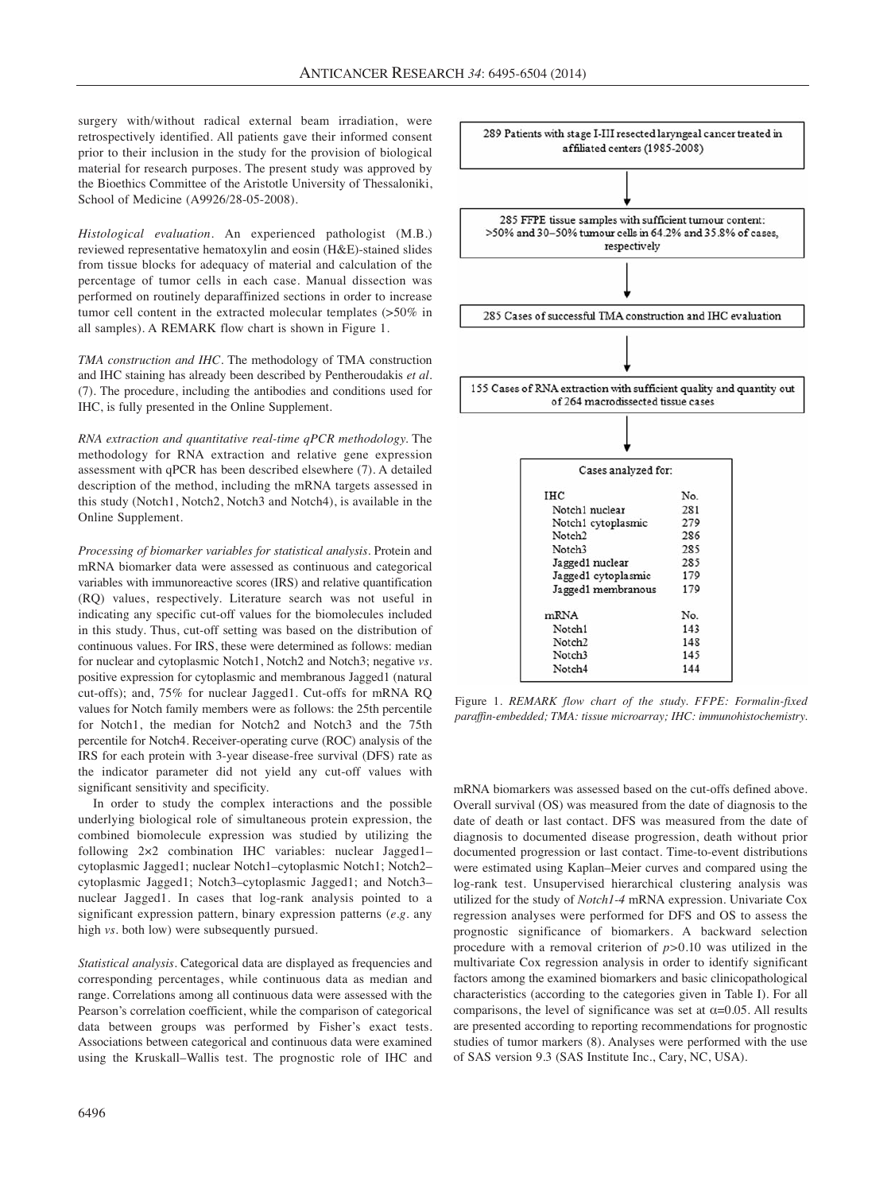surgery with/without radical external beam irradiation, were retrospectively identified. All patients gave their informed consent prior to their inclusion in the study for the provision of biological material for research purposes. The present study was approved by the Bioethics Committee of the Aristotle University of Thessaloniki, School of Medicine (A9926/28-05-2008).

*Histological evaluation*. An experienced pathologist (M.B.) reviewed representative hematoxylin and eosin (H&E)-stained slides from tissue blocks for adequacy of material and calculation of the percentage of tumor cells in each case. Manual dissection was performed on routinely deparaffinized sections in order to increase tumor cell content in the extracted molecular templates (>50% in all samples). A REMARK flow chart is shown in Figure 1.

*TMA construction and IHC*. The methodology of TMA construction and IHC staining has already been described by Pentheroudakis *et al*. (7). The procedure, including the antibodies and conditions used for IHC, is fully presented in the Online Supplement.

*RNA extraction and quantitative real-time qPCR methodology*. The methodology for RNA extraction and relative gene expression assessment with qPCR has been described elsewhere (7). A detailed description of the method, including the mRNA targets assessed in this study (Notch1, Notch2, Notch3 and Notch4), is available in the Online Supplement.

*Processing of biomarker variables for statistical analysis*. Protein and mRNA biomarker data were assessed as continuous and categorical variables with immunoreactive scores (IRS) and relative quantification (RQ) values, respectively. Literature search was not useful in indicating any specific cut-off values for the biomolecules included in this study. Thus, cut-off setting was based on the distribution of continuous values. For IRS, these were determined as follows: median for nuclear and cytoplasmic Notch1, Notch2 and Notch3; negative *vs*. positive expression for cytoplasmic and membranous Jagged1 (natural cut-offs); and, 75% for nuclear Jagged1. Cut-offs for mRNA RQ values for Notch family members were as follows: the 25th percentile for Notch1, the median for Notch2 and Notch3 and the 75th percentile for Notch4. Receiver-operating curve (ROC) analysis of the IRS for each protein with 3-year disease-free survival (DFS) rate as the indicator parameter did not yield any cut-off values with significant sensitivity and specificity.

In order to study the complex interactions and the possible underlying biological role of simultaneous protein expression, the combined biomolecule expression was studied by utilizing the following 2×2 combination IHC variables: nuclear Jagged1–cytoplasmic Jagged1; nuclear Notch1–cytoplasmic Notch1; Notch2–cytoplasmic Jagged1; Notch3–cytoplasmic Jagged1; and Notch3–nuclear Jagged1. In cases that log-rank analysis pointed to a significant expression pattern, binary expression patterns (*e.g*. any high *vs*. both low) were subsequently pursued.

*Statistical analysis*. Categorical data are displayed as frequencies and corresponding percentages, while continuous data as median and range. Correlations among all continuous data were assessed with the Pearson's correlation coefficient, while the comparison of categorical data between groups was performed by Fisher's exact tests. Associations between categorical and continuous data were examined using the Kruskall–Wallis test. The prognostic role of IHC and mRNA biomarkers was assessed based on the cut-offs defined above. Overall survival (OS) was measured from the date of diagnosis to the date of death or last contact. DFS was measured from the date of diagnosis to documented disease progression, death without prior documented progression or last contact. Time-to-event distributions were estimated using Kaplan–Meier curves and compared using the log-rank test. Unsupervised hierarchical clustering analysis was utilized for the study of *Notch1-4* mRNA expression. Univariate Cox regression analyses were performed for DFS and OS to assess the prognostic significance of biomarkers. A backward selection procedure with a removal criterion of $p>0.10$ was utilized in the multivariate Cox regression analysis in order to identify significant factors among the examined biomarkers and basic clinicopathological characteristics (according to the categories given in Table I). For all comparisons, the level of significance was set at $\alpha=0.05$. All results are presented according to reporting recommendations for prognostic studies of tumor markers (8). Analyses were performed with the use of SAS version 9.3 (SAS Institute Inc., Cary, NC, USA).

289 Patients with stage I-III resected laryngeal cancer treated in affiliated centers (1985-2008)

↓

285 FFPE tissue samples with sufficient tumour content: >50% and 30–50% tumour cells in 64.2% and 35.8% of cases, respectively

↓

285 Cases of successful TMA construction and IHC evaluation

↓

155 Cases of RNA extraction with sufficient quality and quantity out of 264 macrodissected tissue cases

↓

Cases analyzed for:

| | No. |
|---|---|
| **IHC** | |
| Notch1 nuclear | 281 |
| Notch1 cytoplasmic | 279 |
| Notch2 | 286 |
| Notch3 | 285 |
| Jagged1 nuclear | 285 |
| Jagged1 cytoplasmic | 179 |
| Jagged1 membranous | 179 |
| **mRNA** | |
| Notch1 | 143 |
| Notch2 | 148 |
| Notch3 | 145 |
| Notch4 | 144 |

Figure 1. *REMARK flow chart of the study. FFPE: Formalin-fixed paraffin-embedded; TMA: tissue microarray; IHC: immunohistochemistry.*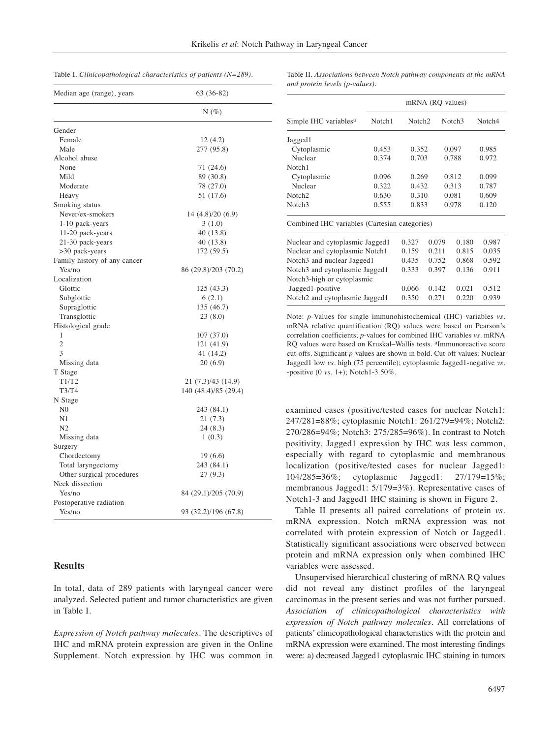Table I. *Clinicopathological characteristics of patients (N=289).*

| Median age (range), years | 63 (36-82) |
|---|---|
| | N (%) |
| Gender | |
| Female | 12 (4.2) |
| Male | 277 (95.8) |
| Alcohol abuse | |
| None | 71 (24.6) |
| Mild | 89 (30.8) |
| Moderate | 78 (27.0) |
| Heavy | 51 (17.6) |
| Smoking status | |
| Never/ex-smokers | 14 (4.8)/20 (6.9) |
| 1-10 pack-years | 3 (1.0) |
| 11-20 pack-years | 40 (13.8) |
| 21-30 pack-years | 40 (13.8) |
| >30 pack-years | 172 (59.5) |
| Family history of any cancer | |
| Yes/no | 86 (29.8)/203 (70.2) |
| Localization | |
| Glottic | 125 (43.3) |
| Subglottic | 6 (2.1) |
| Supraglottic | 135 (46.7) |
| Transglottic | 23 (8.0) |
| Histological grade | |
| 1 | 107 (37.0) |
| 2 | 121 (41.9) |
| 3 | 41 (14.2) |
| Missing data | 20 (6.9) |
| T Stage | |
| T1/T2 | 21 (7.3)/43 (14.9) |
| T3/T4 | 140 (48.4)/85 (29.4) |
| N Stage | |
| N0 | 243 (84.1) |
| N1 | 21 (7.3) |
| N2 | 24 (8.3) |
| Missing data | 1 (0.3) |
| Surgery | |
| Chordectomy | 19 (6.6) |
| Total laryngectomy | 243 (84.1) |
| Other surgical procedures | 27 (9.3) |
| Neck dissection | |
| Yes/no | 84 (29.1)/205 (70.9) |
| Postoperative radiation | |
| Yes/no | 93 (32.2)/196 (67.8) |

Table II. *Associations between Notch pathway components at the mRNA and protein levels (p-values).*

| | mRNA (RQ values) | | | |
|---|---|---|---|---|
| Simple IHC variables[a] | Notch1 | Notch2 | Notch3 | Notch4 |
| Jagged1 | | | | |
| Cytoplasmic | 0.453 | 0.352 | 0.097 | 0.985 |
| Nuclear | 0.374 | 0.703 | 0.788 | 0.972 |
| Notch1 | | | | |
| Cytoplasmic | 0.096 | 0.269 | 0.812 | 0.099 |
| Nuclear | 0.322 | 0.432 | 0.313 | 0.787 |
| Notch2 | 0.630 | 0.310 | 0.081 | 0.609 |
| Notch3 | 0.555 | 0.833 | 0.978 | 0.120 |
| Combined IHC variables (Cartesian categories) | | | | |
| Nuclear and cytoplasmic Jagged1 | 0.327 | 0.079 | 0.180 | 0.987 |
| Nuclear and cytoplasmic Notch1 | 0.159 | 0.211 | 0.815 | **0.035** |
| Notch3 and nuclear Jagged1 | 0.435 | 0.752 | 0.868 | 0.592 |
| Notch3 and cytoplasmic Jagged1 | 0.333 | 0.397 | 0.136 | 0.911 |
| Notch3-high or cytoplasmic Jagged1-positive | 0.066 | 0.142 | **0.021** | 0.512 |
| Notch2 and cytoplasmic Jagged1 | 0.350 | 0.271 | 0.220 | 0.939 |

Note: *p*-Values for single immunohistochemical (IHC) variables *vs*. mRNA relative quantification (RQ) values were based on Pearson's correlation coefficients; *p*-values for combined IHC variables *vs*. mRNA RQ values were based on Kruskal–Wallis tests. [a]Immunoreactive score cut-offs. Significant *p*-values are shown in bold. Cut-off values: Nuclear Jagged1 low *vs*. high (75 percentile); cytoplasmic Jagged1-negative *vs*. -positive (0 *vs*. 1+); Notch1-3 50%.

## Results

In total, data of 289 patients with laryngeal cancer were analyzed. Selected patient and tumor characteristics are given in Table I.

*Expression of Notch pathway molecules*. The descriptives of IHC and mRNA protein expression are given in the Online Supplement. Notch expression by IHC was common in examined cases (positive/tested cases for nuclear Notch1: 247/281=88%; cytoplasmic Notch1: 261/279=94%; Notch2: 270/286=94%; Notch3: 275/285=96%). In contrast to Notch positivity, Jagged1 expression by IHC was less common, especially with regard to cytoplasmic and membranous localization (positive/tested cases for nuclear Jagged1: 104/285=36%; cytoplasmic Jagged1: 27/179=15%; membranous Jagged1: 5/179=3%). Representative cases of Notch1-3 and Jagged1 IHC staining is shown in Figure 2.

Table II presents all paired correlations of protein *vs*. mRNA expression. Notch mRNA expression was not correlated with protein expression of Notch or Jagged1. Statistically significant associations were observed between protein and mRNA expression only when combined IHC variables were assessed.

Unsupervised hierarchical clustering of mRNA RQ values did not reveal any distinct profiles of the laryngeal carcinomas in the present series and was not further pursued.

*Association of clinicopathological characteristics with expression of Notch pathway molecules*. All correlations of patients' clinicopathological characteristics with the protein and mRNA expression were examined. The most interesting findings were: a) decreased Jagged1 cytoplasmic IHC staining in tumors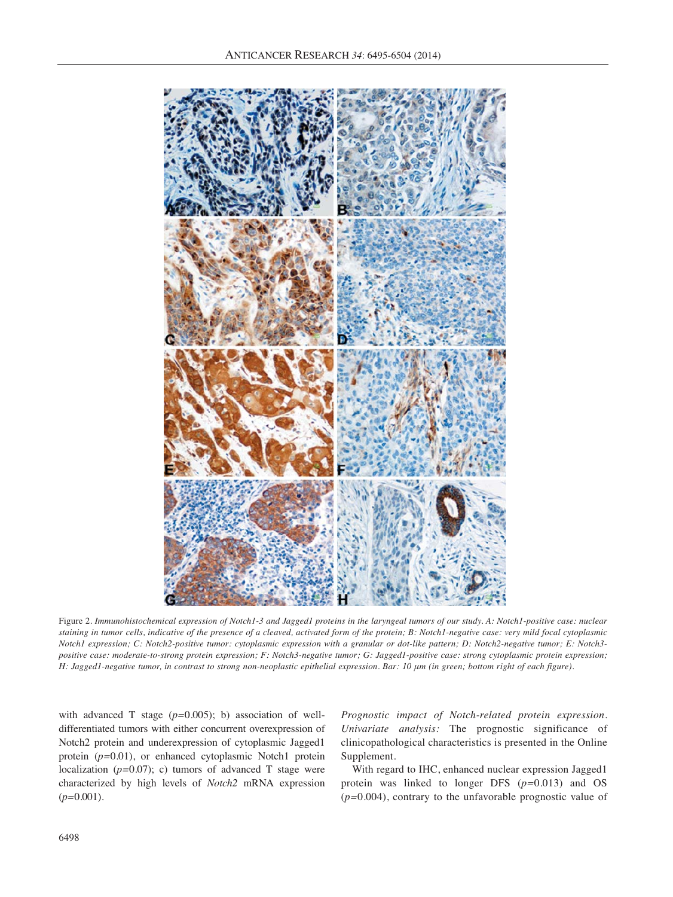Figure 2. *Immunohistochemical expression of Notch1-3 and Jagged1 proteins in the laryngeal tumors of our study. A: Notch1-positive case: nuclear staining in tumor cells, indicative of the presence of a cleaved, activated form of the protein; B: Notch1-negative case: very mild focal cytoplasmic Notch1 expression; C: Notch2-positive tumor: cytoplasmic expression with a granular or dot-like pattern; D: Notch2-negative tumor; E: Notch3-positive case: moderate-to-strong protein expression; F: Notch3-negative tumor; G: Jagged1-positive case: strong cytoplasmic protein expression; H: Jagged1-negative tumor, in contrast to strong non-neoplastic epithelial expression. Bar: 10 μm (in green; bottom right of each figure).*

with advanced T stage ($p$=0.005); b) association of well-differentiated tumors with either concurrent overexpression of Notch2 protein and underexpression of cytoplasmic Jagged1 protein ($p$=0.01), or enhanced cytoplasmic Notch1 protein localization ($p$=0.07); c) tumors of advanced T stage were characterized by high levels of *Notch2* mRNA expression ($p$=0.001).

*Prognostic impact of Notch-related protein expression. Univariate analysis:* The prognostic significance of clinicopathological characteristics is presented in the Online Supplement.

With regard to IHC, enhanced nuclear expression Jagged1 protein was linked to longer DFS ($p$=0.013) and OS ($p$=0.004), contrary to the unfavorable prognostic value of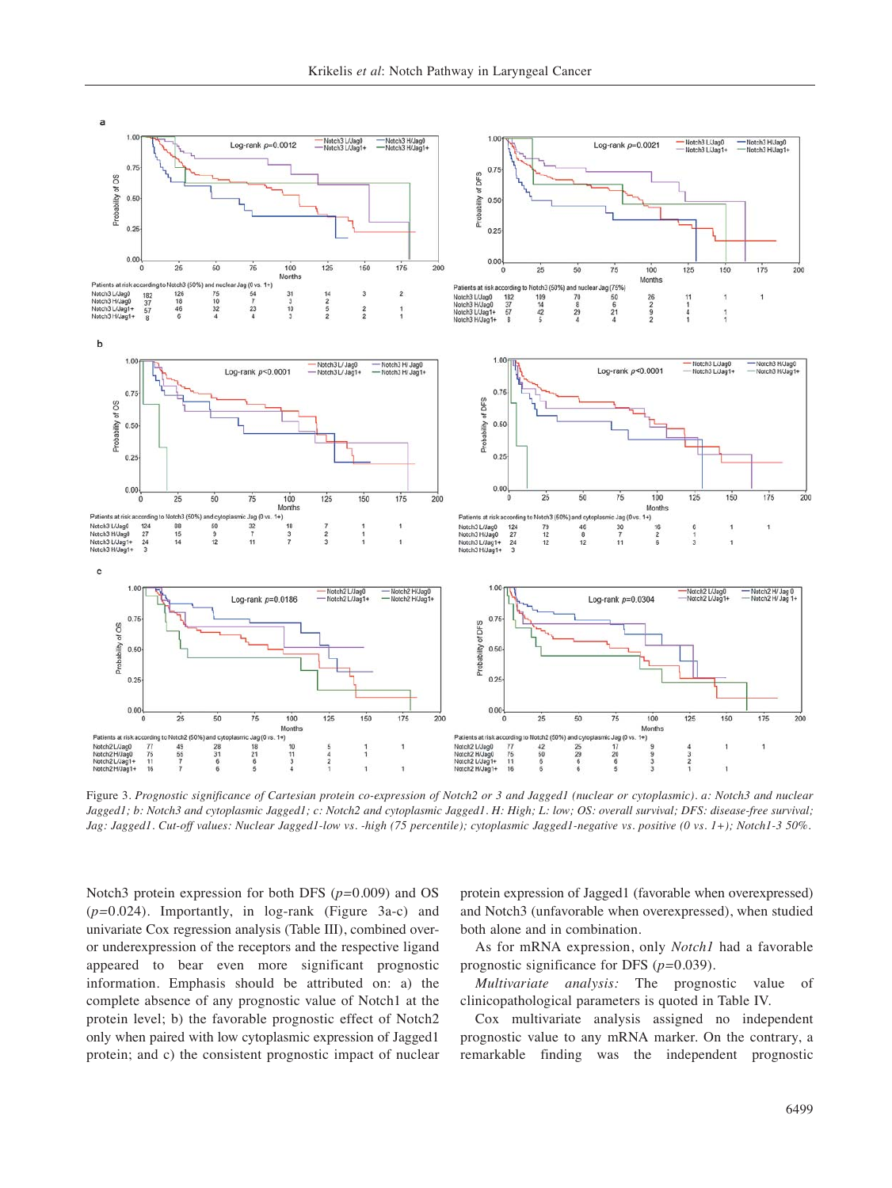Figure 3. *Prognostic significance of Cartesian protein co-expression of Notch2 or 3 and Jagged1 (nuclear or cytoplasmic). a: Notch3 and nuclear Jagged1; b: Notch3 and cytoplasmic Jagged1; c: Notch2 and cytoplasmic Jagged1. H: High; L: low; OS: overall survival; DFS: disease-free survival; Jag: Jagged1. Cut-off values: Nuclear Jagged1-low vs. -high (75 percentile); cytoplasmic Jagged1-negative vs. positive (0 vs. 1+); Notch1-3 50%.*

Notch3 protein expression for both DFS ($p$=0.009) and OS ($p$=0.024). Importantly, in log-rank (Figure 3a-c) and univariate Cox regression analysis (Table III), combined over- or underexpression of the receptors and the respective ligand appeared to bear even more significant prognostic information. Emphasis should be attributed on: a) the complete absence of any prognostic value of Notch1 at the protein level; b) the favorable prognostic effect of Notch2 only when paired with low cytoplasmic expression of Jagged1 protein; and c) the consistent prognostic impact of nuclear protein expression of Jagged1 (favorable when overexpressed) and Notch3 (unfavorable when overexpressed), when studied both alone and in combination.

As for mRNA expression, only *Notch1* had a favorable prognostic significance for DFS ($p$=0.039).

*Multivariate analysis:* The prognostic value of clinicopathological parameters is quoted in Table IV.

Cox multivariate analysis assigned no independent prognostic value to any mRNA marker. On the contrary, a remarkable finding was the independent prognostic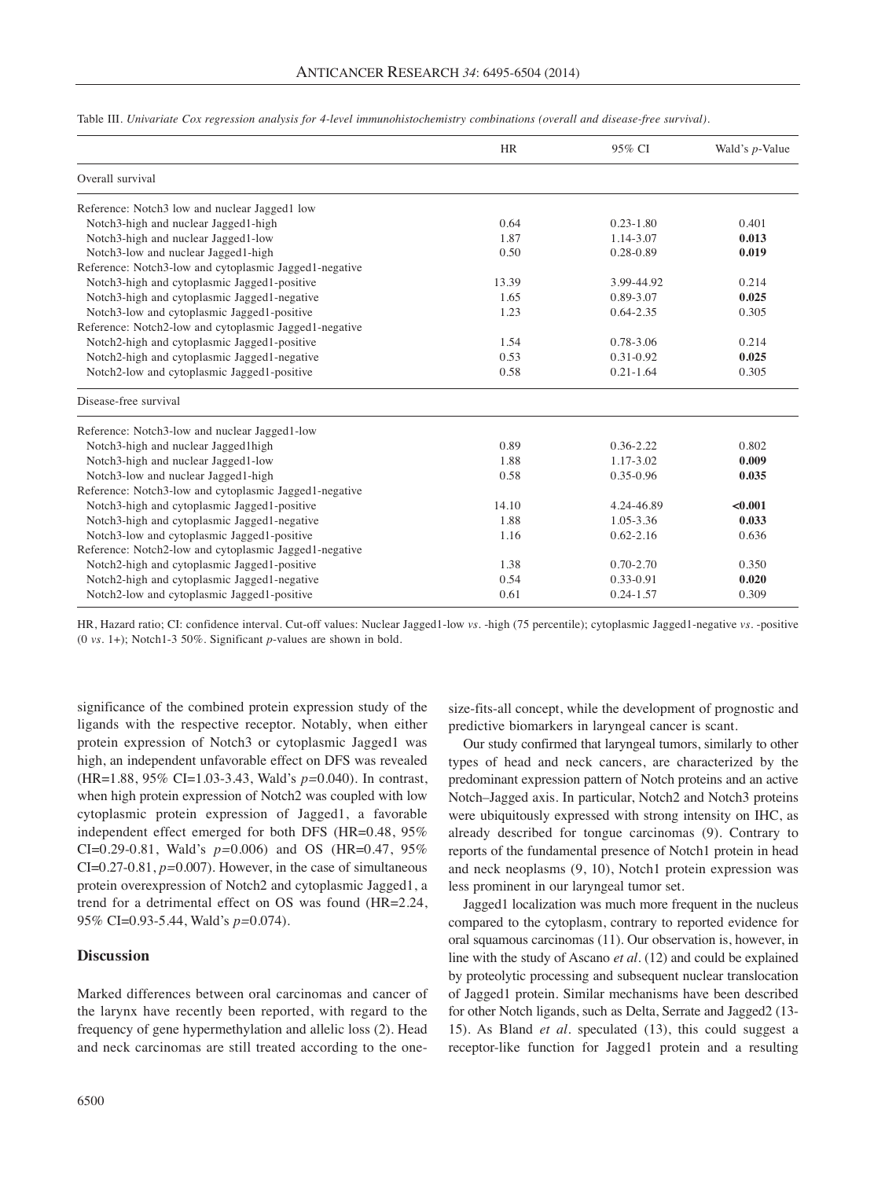Table III. *Univariate Cox regression analysis for 4-level immunohistochemistry combinations (overall and disease-free survival).*

| | HR | 95% CI | Wald's *p*-Value |
|---|---|---|---|
| Overall survival | | | |
| Reference: Notch3 low and nuclear Jagged1 low | | | |
| Notch3-high and nuclear Jagged1-high | 0.64 | 0.23-1.80 | 0.401 |
| Notch3-high and nuclear Jagged1-low | 1.87 | 1.14-3.07 | **0.013** |
| Notch3-low and nuclear Jagged1-high | 0.50 | 0.28-0.89 | **0.019** |
| Reference: Notch3-low and cytoplasmic Jagged1-negative | | | |
| Notch3-high and cytoplasmic Jagged1-positive | 13.39 | 3.99-44.92 | 0.214 |
| Notch3-high and cytoplasmic Jagged1-negative | 1.65 | 0.89-3.07 | **0.025** |
| Notch3-low and cytoplasmic Jagged1-positive | 1.23 | 0.64-2.35 | 0.305 |
| Reference: Notch2-low and cytoplasmic Jagged1-negative | | | |
| Notch2-high and cytoplasmic Jagged1-positive | 1.54 | 0.78-3.06 | 0.214 |
| Notch2-high and cytoplasmic Jagged1-negative | 0.53 | 0.31-0.92 | **0.025** |
| Notch2-low and cytoplasmic Jagged1-positive | 0.58 | 0.21-1.64 | 0.305 |
| Disease-free survival | | | |
| Reference: Notch3-low and nuclear Jagged1-low | | | |
| Notch3-high and nuclear Jagged1high | 0.89 | 0.36-2.22 | 0.802 |
| Notch3-high and nuclear Jagged1-low | 1.88 | 1.17-3.02 | **0.009** |
| Notch3-low and nuclear Jagged1-high | 0.58 | 0.35-0.96 | **0.035** |
| Reference: Notch3-low and cytoplasmic Jagged1-negative | | | |
| Notch3-high and cytoplasmic Jagged1-positive | 14.10 | 4.24-46.89 | **<0.001** |
| Notch3-high and cytoplasmic Jagged1-negative | 1.88 | 1.05-3.36 | **0.033** |
| Notch3-low and cytoplasmic Jagged1-positive | 1.16 | 0.62-2.16 | 0.636 |
| Reference: Notch2-low and cytoplasmic Jagged1-negative | | | |
| Notch2-high and cytoplasmic Jagged1-positive | 1.38 | 0.70-2.70 | 0.350 |
| Notch2-high and cytoplasmic Jagged1-negative | 0.54 | 0.33-0.91 | **0.020** |
| Notch2-low and cytoplasmic Jagged1-positive | 0.61 | 0.24-1.57 | 0.309 |

HR, Hazard ratio; CI: confidence interval. Cut-off values: Nuclear Jagged1-low *vs*. -high (75 percentile); cytoplasmic Jagged1-negative *vs*. -positive (0 *vs*. 1+); Notch1-3 50%. Significant *p*-values are shown in bold.

significance of the combined protein expression study of the ligands with the respective receptor. Notably, when either protein expression of Notch3 or cytoplasmic Jagged1 was high, an independent unfavorable effect on DFS was revealed (HR=1.88, 95% CI=1.03-3.43, Wald's $p$=0.040). In contrast, when high protein expression of Notch2 was coupled with low cytoplasmic protein expression of Jagged1, a favorable independent effect emerged for both DFS (HR=0.48, 95% CI=0.29-0.81, Wald's $p$=0.006) and OS (HR=0.47, 95% CI=0.27-0.81, $p$=0.007). However, in the case of simultaneous protein overexpression of Notch2 and cytoplasmic Jagged1, a trend for a detrimental effect on OS was found (HR=2.24, 95% CI=0.93-5.44, Wald's $p$=0.074).

## Discussion

Marked differences between oral carcinomas and cancer of the larynx have recently been reported, with regard to the frequency of gene hypermethylation and allelic loss (2). Head and neck carcinomas are still treated according to the one-size-fits-all concept, while the development of prognostic and predictive biomarkers in laryngeal cancer is scant.

Our study confirmed that laryngeal tumors, similarly to other types of head and neck cancers, are characterized by the predominant expression pattern of Notch proteins and an active Notch–Jagged axis. In particular, Notch2 and Notch3 proteins were ubiquitously expressed with strong intensity on IHC, as already described for tongue carcinomas (9). Contrary to reports of the fundamental presence of Notch1 protein in head and neck neoplasms (9, 10), Notch1 protein expression was less prominent in our laryngeal tumor set.

Jagged1 localization was much more frequent in the nucleus compared to the cytoplasm, contrary to reported evidence for oral squamous carcinomas (11). Our observation is, however, in line with the study of Ascano *et al*. (12) and could be explained by proteolytic processing and subsequent nuclear translocation of Jagged1 protein. Similar mechanisms have been described for other Notch ligands, such as Delta, Serrate and Jagged2 (13-15). As Bland *et al*. speculated (13), this could suggest a receptor-like function for Jagged1 protein and a resulting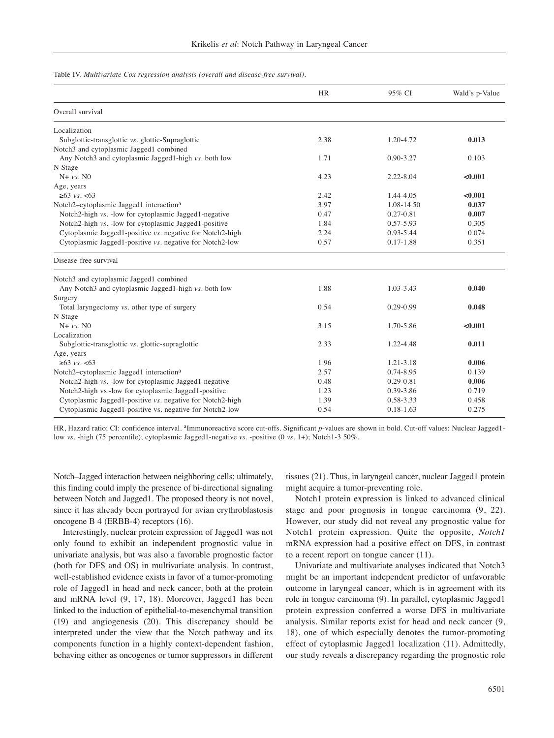Table IV. *Multivariate Cox regression analysis (overall and disease-free survival).*

| | HR | 95% CI | Wald's p-Value |
|---|---|---|---|
| Overall survival | | | |
| Localization | | | |
| Subglottic-transglottic *vs*. glottic-Supraglottic | 2.38 | 1.20-4.72 | **0.013** |
| Notch3 and cytoplasmic Jagged1 combined | | | |
| Any Notch3 and cytoplasmic Jagged1-high *vs*. both low | 1.71 | 0.90-3.27 | 0.103 |
| N Stage | | | |
| N+ *vs*. N0 | 4.23 | 2.22-8.04 | **<0.001** |
| Age, years | | | |
| ≥63 *vs*. <63 | 2.42 | 1.44-4.05 | **<0.001** |
| Notch2–cytoplasmic Jagged1 interaction[a] | 3.97 | 1.08-14.50 | **0.037** |
| Notch2-high *vs*. -low for cytoplasmic Jagged1-negative | 0.47 | 0.27-0.81 | **0.007** |
| Notch2-high *vs*. -low for cytoplasmic Jagged1-positive | 1.84 | 0.57-5.93 | 0.305 |
| Cytoplasmic Jagged1-positive *vs*. negative for Notch2-high | 2.24 | 0.93-5.44 | 0.074 |
| Cytoplasmic Jagged1-positive *vs*. negative for Notch2-low | 0.57 | 0.17-1.88 | 0.351 |
| Disease-free survival | | | |
| Notch3 and cytoplasmic Jagged1 combined | | | |
| Any Notch3 and cytoplasmic Jagged1-high *vs*. both low | 1.88 | 1.03-3.43 | **0.040** |
| Surgery | | | |
| Total laryngectomy *vs*. other type of surgery | 0.54 | 0.29-0.99 | **0.048** |
| N Stage | | | |
| N+ *vs*. N0 | 3.15 | 1.70-5.86 | **<0.001** |
| Localization | | | |
| Subglottic-transglottic *vs*. glottic-supraglottic | 2.33 | 1.22-4.48 | **0.011** |
| Age, years | | | |
| ≥63 *vs*. <63 | 1.96 | 1.21-3.18 | **0.006** |
| Notch2–cytoplasmic Jagged1 interaction[a] | 2.57 | 0.74-8.95 | 0.139 |
| Notch2-high *vs*. -low for cytoplasmic Jagged1-negative | 0.48 | 0.29-0.81 | **0.006** |
| Notch2-high vs.-low for cytoplasmic Jagged1-positive | 1.23 | 0.39-3.86 | 0.719 |
| Cytoplasmic Jagged1-positive *vs*. negative for Notch2-high | 1.39 | 0.58-3.33 | 0.458 |
| Cytoplasmic Jagged1-positive vs. negative for Notch2-low | 0.54 | 0.18-1.63 | 0.275 |

HR, Hazard ratio; CI: confidence interval. [a]Immunoreactive score cut-offs. Significant *p*-values are shown in bold. Cut-off values: Nuclear Jagged1-low *vs*. -high (75 percentile); cytoplasmic Jagged1-negative *vs*. -positive (0 *vs*. 1+); Notch1-3 50%.

Notch–Jagged interaction between neighboring cells; ultimately, this finding could imply the presence of bi-directional signaling between Notch and Jagged1. The proposed theory is not novel, since it has already been portrayed for avian erythroblastosis oncogene B 4 (ERBB-4) receptors (16).

Interestingly, nuclear protein expression of Jagged1 was not only found to exhibit an independent prognostic value in univariate analysis, but was also a favorable prognostic factor (both for DFS and OS) in multivariate analysis. In contrast, well-established evidence exists in favor of a tumor-promoting role of Jagged1 in head and neck cancer, both at the protein and mRNA level (9, 17, 18). Moreover, Jagged1 has been linked to the induction of epithelial-to-mesenchymal transition (19) and angiogenesis (20). This discrepancy should be interpreted under the view that the Notch pathway and its components function in a highly context-dependent fashion, behaving either as oncogenes or tumor suppressors in different tissues (21). Thus, in laryngeal cancer, nuclear Jagged1 protein might acquire a tumor-preventing role.

Notch1 protein expression is linked to advanced clinical stage and poor prognosis in tongue carcinoma (9, 22). However, our study did not reveal any prognostic value for Notch1 protein expression. Quite the opposite, *Notch1* mRNA expression had a positive effect on DFS, in contrast to a recent report on tongue cancer (11).

Univariate and multivariate analyses indicated that Notch3 might be an important independent predictor of unfavorable outcome in laryngeal cancer, which is in agreement with its role in tongue carcinoma (9). In parallel, cytoplasmic Jagged1 protein expression conferred a worse DFS in multivariate analysis. Similar results exist for head and neck cancer (9, 18), one of which especially denotes the tumor-promoting effect of cytoplasmic Jagged1 localization (11). Admittedly, our study reveals a discrepancy regarding the prognostic role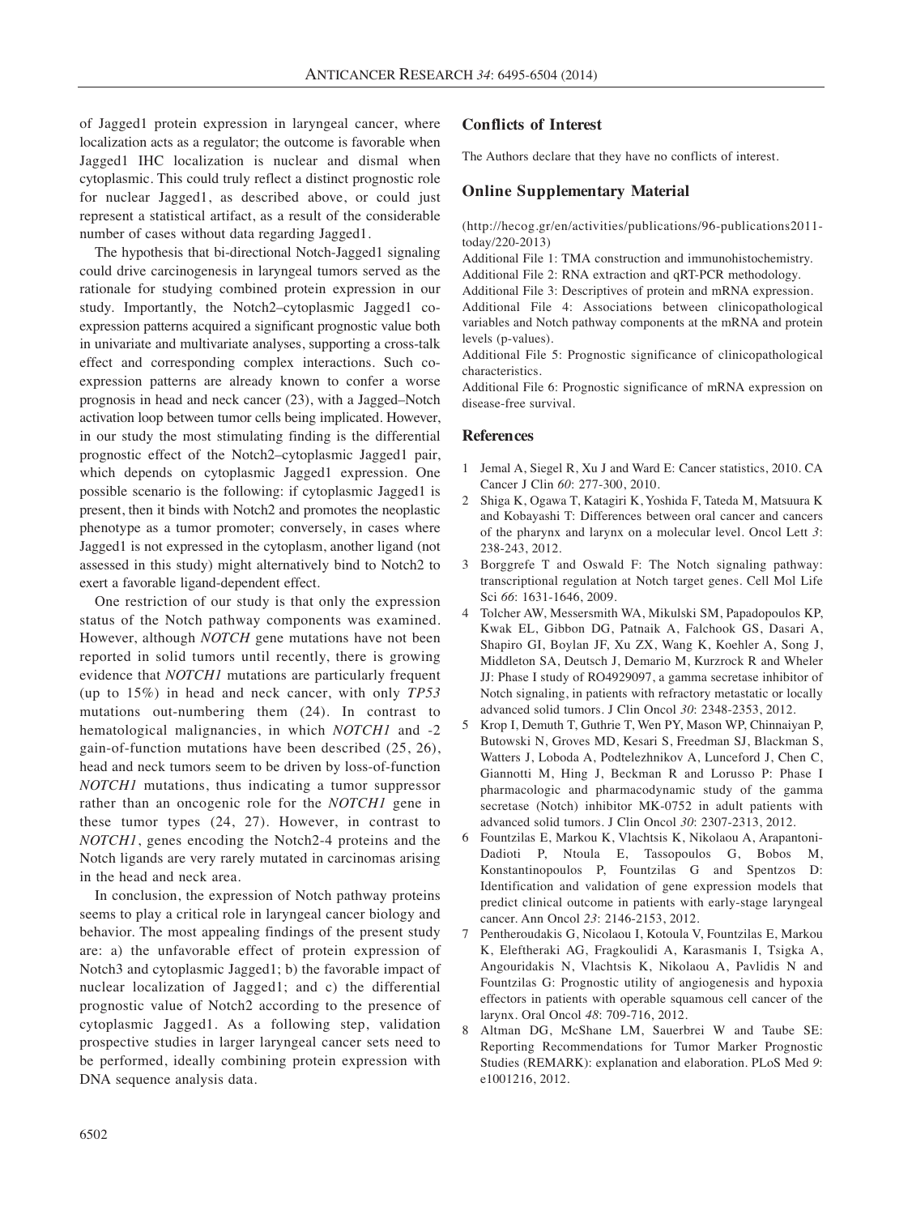of Jagged1 protein expression in laryngeal cancer, where localization acts as a regulator; the outcome is favorable when Jagged1 IHC localization is nuclear and dismal when cytoplasmic. This could truly reflect a distinct prognostic role for nuclear Jagged1, as described above, or could just represent a statistical artifact, as a result of the considerable number of cases without data regarding Jagged1.

The hypothesis that bi-directional Notch-Jagged1 signaling could drive carcinogenesis in laryngeal tumors served as the rationale for studying combined protein expression in our study. Importantly, the Notch2–cytoplasmic Jagged1 co-expression patterns acquired a significant prognostic value both in univariate and multivariate analyses, supporting a cross-talk effect and corresponding complex interactions. Such co-expression patterns are already known to confer a worse prognosis in head and neck cancer (23), with a Jagged–Notch activation loop between tumor cells being implicated. However, in our study the most stimulating finding is the differential prognostic effect of the Notch2–cytoplasmic Jagged1 pair, which depends on cytoplasmic Jagged1 expression. One possible scenario is the following: if cytoplasmic Jagged1 is present, then it binds with Notch2 and promotes the neoplastic phenotype as a tumor promoter; conversely, in cases where Jagged1 is not expressed in the cytoplasm, another ligand (not assessed in this study) might alternatively bind to Notch2 to exert a favorable ligand-dependent effect.

One restriction of our study is that only the expression status of the Notch pathway components was examined. However, although *NOTCH* gene mutations have not been reported in solid tumors until recently, there is growing evidence that *NOTCH1* mutations are particularly frequent (up to 15%) in head and neck cancer, with only *TP53* mutations out-numbering them (24). In contrast to hematological malignancies, in which *NOTCH1* and -2 gain-of-function mutations have been described (25, 26), head and neck tumors seem to be driven by loss-of-function *NOTCH1* mutations, thus indicating a tumor suppressor rather than an oncogenic role for the *NOTCH1* gene in these tumor types (24, 27). However, in contrast to *NOTCH1*, genes encoding the Notch2-4 proteins and the Notch ligands are very rarely mutated in carcinomas arising in the head and neck area.

In conclusion, the expression of Notch pathway proteins seems to play a critical role in laryngeal cancer biology and behavior. The most appealing findings of the present study are: a) the unfavorable effect of protein expression of Notch3 and cytoplasmic Jagged1; b) the favorable impact of nuclear localization of Jagged1; and c) the differential prognostic value of Notch2 according to the presence of cytoplasmic Jagged1. As a following step, validation prospective studies in larger laryngeal cancer sets need to be performed, ideally combining protein expression with DNA sequence analysis data.

## Conflicts of Interest

The Authors declare that they have no conflicts of interest.

## Online Supplementary Material

(http://hecog.gr/en/activities/publications/96-publications2011-today/220-2013)

Additional File 1: TMA construction and immunohistochemistry.
Additional File 2: RNA extraction and qRT-PCR methodology.
Additional File 3: Descriptives of protein and mRNA expression.
Additional File 4: Associations between clinicopathological variables and Notch pathway components at the mRNA and protein levels (p-values).
Additional File 5: Prognostic significance of clinicopathological characteristics.
Additional File 6: Prognostic significance of mRNA expression on disease-free survival.

## References

1. Jemal A, Siegel R, Xu J and Ward E: Cancer statistics, 2010. CA Cancer J Clin *60*: 277-300, 2010.
2. Shiga K, Ogawa T, Katagiri K, Yoshida F, Tateda M, Matsuura K and Kobayashi T: Differences between oral cancer and cancers of the pharynx and larynx on a molecular level. Oncol Lett *3*: 238-243, 2012.
3. Borggrefe T and Oswald F: The Notch signaling pathway: transcriptional regulation at Notch target genes. Cell Mol Life Sci *66*: 1631-1646, 2009.
4. Tolcher AW, Messersmith WA, Mikulski SM, Papadopoulos KP, Kwak EL, Gibbon DG, Patnaik A, Falchook GS, Dasari A, Shapiro GI, Boylan JF, Xu ZX, Wang K, Koehler A, Song J, Middleton SA, Deutsch J, Demario M, Kurzrock R and Wheler JJ: Phase I study of RO4929097, a gamma secretase inhibitor of Notch signaling, in patients with refractory metastatic or locally advanced solid tumors. J Clin Oncol *30*: 2348-2353, 2012.
5. Krop I, Demuth T, Guthrie T, Wen PY, Mason WP, Chinnaiyan P, Butowski N, Groves MD, Kesari S, Freedman SJ, Blackman S, Watters J, Loboda A, Podtelezhnikov A, Lunceford J, Chen C, Giannotti M, Hing J, Beckman R and Lorusso P: Phase I pharmacologic and pharmacodynamic study of the gamma secretase (Notch) inhibitor MK-0752 in adult patients with advanced solid tumors. J Clin Oncol *30*: 2307-2313, 2012.
6. Fountzilas E, Markou K, Vlachtsis K, Nikolaou A, Arapantoni-Dadioti P, Ntoula E, Tassopoulos G, Bobos M, Konstantinopoulos P, Fountzilas G and Spentzos D: Identification and validation of gene expression models that predict clinical outcome in patients with early-stage laryngeal cancer. Ann Oncol *23*: 2146-2153, 2012.
7. Pentheroudakis G, Nicolaou I, Kotoula V, Fountzilas E, Markou K, Eleftheraki AG, Fragkoulidi A, Karasmanis I, Tsigka A, Angouridakis N, Vlachtsis K, Nikolaou A, Pavlidis N and Fountzilas G: Prognostic utility of angiogenesis and hypoxia effectors in patients with operable squamous cell cancer of the larynx. Oral Oncol *48*: 709-716, 2012.
8. Altman DG, McShane LM, Sauerbrei W and Taube SE: Reporting Recommendations for Tumor Marker Prognostic Studies (REMARK): explanation and elaboration. PLoS Med *9*: e1001216, 2012.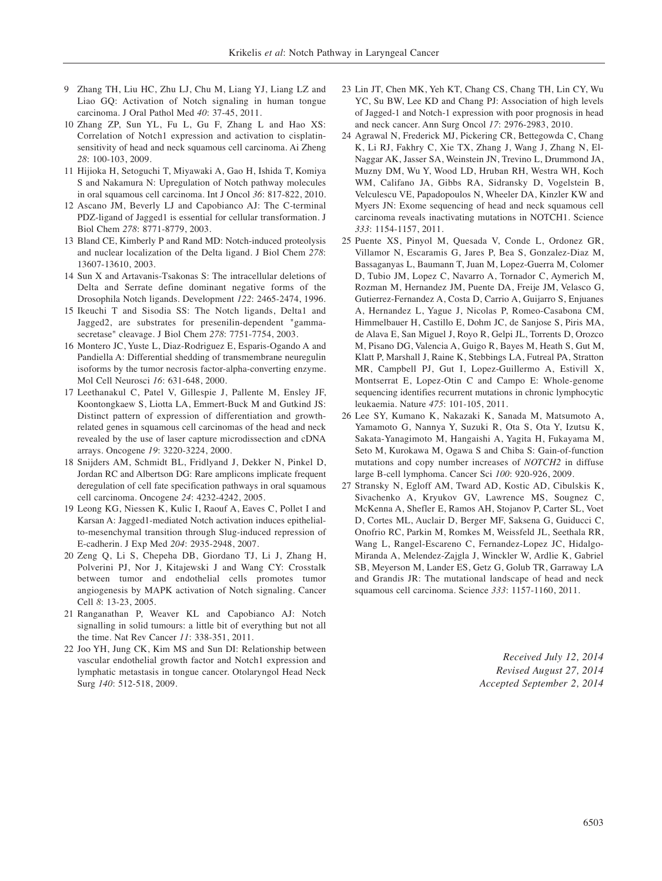9 Zhang TH, Liu HC, Zhu LJ, Chu M, Liang YJ, Liang LZ and Liao GQ: Activation of Notch signaling in human tongue carcinoma. J Oral Pathol Med *40*: 37-45, 2011.

10 Zhang ZP, Sun YL, Fu L, Gu F, Zhang L and Hao XS: Correlation of Notch1 expression and activation to cisplatin-sensitivity of head and neck squamous cell carcinoma. Ai Zheng *28*: 100-103, 2009.

11 Hijioka H, Setoguchi T, Miyawaki A, Gao H, Ishida T, Komiya S and Nakamura N: Upregulation of Notch pathway molecules in oral squamous cell carcinoma. Int J Oncol *36*: 817-822, 2010.

12 Ascano JM, Beverly LJ and Capobianco AJ: The C-terminal PDZ-ligand of Jagged1 is essential for cellular transformation. J Biol Chem *278*: 8771-8779, 2003.

13 Bland CE, Kimberly P and Rand MD: Notch-induced proteolysis and nuclear localization of the Delta ligand. J Biol Chem *278*: 13607-13610, 2003.

14 Sun X and Artavanis-Tsakonas S: The intracellular deletions of Delta and Serrate define dominant negative forms of the Drosophila Notch ligands. Development *122*: 2465-2474, 1996.

15 Ikeuchi T and Sisodia SS: The Notch ligands, Delta1 and Jagged2, are substrates for presenilin-dependent "gamma-secretase" cleavage. J Biol Chem *278*: 7751-7754, 2003.

16 Montero JC, Yuste L, Diaz-Rodriguez E, Esparis-Ogando A and Pandiella A: Differential shedding of transmembrane neuregulin isoforms by the tumor necrosis factor-alpha-converting enzyme. Mol Cell Neurosci *16*: 631-648, 2000.

17 Leethanakul C, Patel V, Gillespie J, Pallente M, Ensley JF, Koontongkaew S, Liotta LA, Emmert-Buck M and Gutkind JS: Distinct pattern of expression of differentiation and growth-related genes in squamous cell carcinomas of the head and neck revealed by the use of laser capture microdissection and cDNA arrays. Oncogene *19*: 3220-3224, 2000.

18 Snijders AM, Schmidt BL, Fridlyand J, Dekker N, Pinkel D, Jordan RC and Albertson DG: Rare amplicons implicate frequent deregulation of cell fate specification pathways in oral squamous cell carcinoma. Oncogene *24*: 4232-4242, 2005.

19 Leong KG, Niessen K, Kulic I, Raouf A, Eaves C, Pollet I and Karsan A: Jagged1-mediated Notch activation induces epithelial-to-mesenchymal transition through Slug-induced repression of E-cadherin. J Exp Med *204*: 2935-2948, 2007.

20 Zeng Q, Li S, Chepeha DB, Giordano TJ, Li J, Zhang H, Polverini PJ, Nor J, Kitajewski J and Wang CY: Crosstalk between tumor and endothelial cells promotes tumor angiogenesis by MAPK activation of Notch signaling. Cancer Cell *8*: 13-23, 2005.

21 Ranganathan P, Weaver KL and Capobianco AJ: Notch signalling in solid tumours: a little bit of everything but not all the time. Nat Rev Cancer *11*: 338-351, 2011.

22 Joo YH, Jung CK, Kim MS and Sun DI: Relationship between vascular endothelial growth factor and Notch1 expression and lymphatic metastasis in tongue cancer. Otolaryngol Head Neck Surg *140*: 512-518, 2009.

23 Lin JT, Chen MK, Yeh KT, Chang CS, Chang TH, Lin CY, Wu YC, Su BW, Lee KD and Chang PJ: Association of high levels of Jagged-1 and Notch-1 expression with poor prognosis in head and neck cancer. Ann Surg Oncol *17*: 2976-2983, 2010.

24 Agrawal N, Frederick MJ, Pickering CR, Bettegowda C, Chang K, Li RJ, Fakhry C, Xie TX, Zhang J, Wang J, Zhang N, El-Naggar AK, Jasser SA, Weinstein JN, Trevino L, Drummond JA, Muzny DM, Wu Y, Wood LD, Hruban RH, Westra WH, Koch WM, Califano JA, Gibbs RA, Sidransky D, Vogelstein B, Velculescu VE, Papadopoulos N, Wheeler DA, Kinzler KW and Myers JN: Exome sequencing of head and neck squamous cell carcinoma reveals inactivating mutations in NOTCH1. Science *333*: 1154-1157, 2011.

25 Puente XS, Pinyol M, Quesada V, Conde L, Ordonez GR, Villamor N, Escaramis G, Jares P, Bea S, Gonzalez-Diaz M, Bassaganyas L, Baumann T, Juan M, Lopez-Guerra M, Colomer D, Tubio JM, Lopez C, Navarro A, Tornador C, Aymerich M, Rozman M, Hernandez JM, Puente DA, Freije JM, Velasco G, Gutierrez-Fernandez A, Costa D, Carrio A, Guijarro S, Enjuanes A, Hernandez L, Yague J, Nicolas P, Romeo-Casabona CM, Himmelbauer H, Castillo E, Dohm JC, de Sanjose S, Piris MA, de Alava E, San Miguel J, Royo R, Gelpi JL, Torrents D, Orozco M, Pisano DG, Valencia A, Guigo R, Bayes M, Heath S, Gut M, Klatt P, Marshall J, Raine K, Stebbings LA, Futreal PA, Stratton MR, Campbell PJ, Gut I, Lopez-Guillermo A, Estivill X, Montserrat E, Lopez-Otin C and Campo E: Whole-genome sequencing identifies recurrent mutations in chronic lymphocytic leukaemia. Nature *475*: 101-105, 2011.

26 Lee SY, Kumano K, Nakazaki K, Sanada M, Matsumoto A, Yamamoto G, Nannya Y, Suzuki R, Ota S, Ota Y, Izutsu K, Sakata-Yanagimoto M, Hangaishi A, Yagita H, Fukayama M, Seto M, Kurokawa M, Ogawa S and Chiba S: Gain-of-function mutations and copy number increases of *NOTCH2* in diffuse large B-cell lymphoma. Cancer Sci *100*: 920-926, 2009.

27 Stransky N, Egloff AM, Tward AD, Kostic AD, Cibulskis K, Sivachenko A, Kryukov GV, Lawrence MS, Sougnez C, McKenna A, Shefler E, Ramos AH, Stojanov P, Carter SL, Voet D, Cortes ML, Auclair D, Berger MF, Saksena G, Guiducci C, Onofrio RC, Parkin M, Romkes M, Weissfeld JL, Seethala RR, Wang L, Rangel-Escareno C, Fernandez-Lopez JC, Hidalgo-Miranda A, Melendez-Zajgla J, Winckler W, Ardlie K, Gabriel SB, Meyerson M, Lander ES, Getz G, Golub TR, Garraway LA and Grandis JR: The mutational landscape of head and neck squamous cell carcinoma. Science *333*: 1157-1160, 2011.

*Received July 12, 2014*
*Revised August 27, 2014*
*Accepted September 2, 2014*